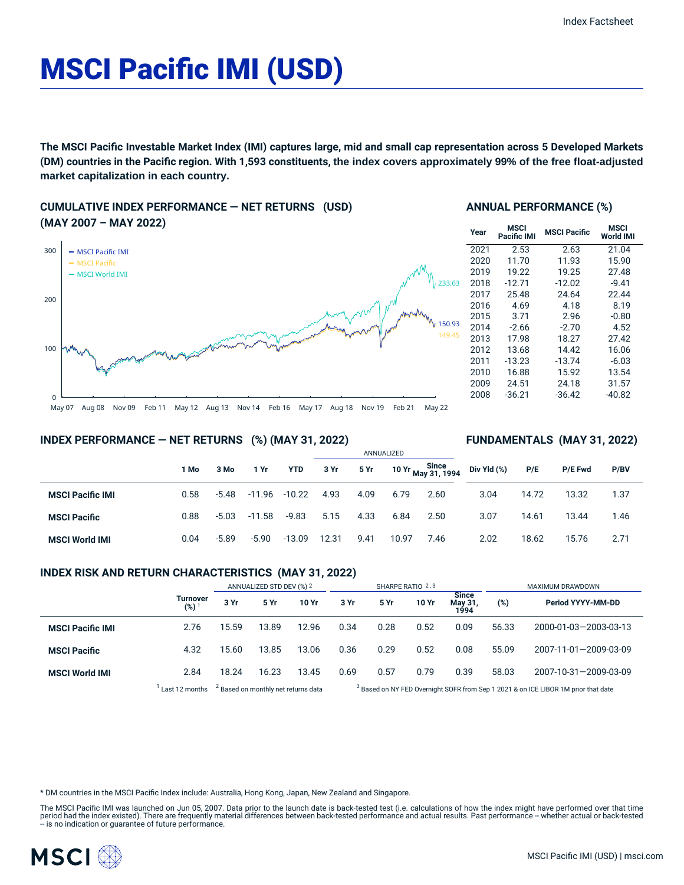# MSCI Pacific IMI (USD)

**The MSCI Pacific Investable Market Index (IMI) captures large, mid and small cap representation across 5 Developed Markets (DM) countries in the Pacific region. With 1,593 constituents, the index covers approximately 99% of the free float-adjusted market capitalization in each country.**

## CUMULATIVE INDEX PERFORMANCE — NET RETURNS (USD) (MAY 2007 – MAY 2022)

- MSCI Pacific IMI: 150.93
- MSCI Pacific: 149.45
- MSCI World IMI: 233.63

## ANNUAL PERFORMANCE (%)

| Year | MSCI Pacific IMI | MSCI Pacific | MSCI World IMI |
|---|---|---|---|
| 2021 | 2.53 | 2.63 | 21.04 |
| 2020 | 11.70 | 11.93 | 15.90 |
| 2019 | 19.22 | 19.25 | 27.48 |
| 2018 | -12.71 | -12.02 | -9.41 |
| 2017 | 25.48 | 24.64 | 22.44 |
| 2016 | 4.69 | 4.18 | 8.19 |
| 2015 | 3.71 | 2.96 | -0.80 |
| 2014 | -2.66 | -2.70 | 4.52 |
| 2013 | 17.98 | 18.27 | 27.42 |
| 2012 | 13.68 | 14.42 | 16.06 |
| 2011 | -13.23 | -13.74 | -6.03 |
| 2010 | 16.88 | 15.92 | 13.54 |
| 2009 | 24.51 | 24.18 | 31.57 |
| 2008 | -36.21 | -36.42 | -40.82 |

## INDEX PERFORMANCE — NET RETURNS (%) (MAY 31, 2022) / FUNDAMENTALS (MAY 31, 2022)

| | | | | | ANNUALIZED | | | | | | | |
|---|---|---|---|---|---|---|---|---|---|---|---|---|
| | 1 Mo | 3 Mo | 1 Yr | YTD | 3 Yr | 5 Yr | 10 Yr | Since May 31, 1994 | Div Yld (%) | P/E | P/E Fwd | P/BV |
| **MSCI Pacific IMI** | 0.58 | -5.48 | -11.96 | -10.22 | 4.93 | 4.09 | 6.79 | 2.60 | 3.04 | 14.72 | 13.32 | 1.37 |
| **MSCI Pacific** | 0.88 | -5.03 | -11.58 | -9.83 | 5.15 | 4.33 | 6.84 | 2.50 | 3.07 | 14.61 | 13.44 | 1.46 |
| **MSCI World IMI** | 0.04 | -5.89 | -5.90 | -13.09 | 12.31 | 9.41 | 10.97 | 7.46 | 2.02 | 18.62 | 15.76 | 2.71 |

## INDEX RISK AND RETURN CHARACTERISTICS (MAY 31, 2022)

| | | ANNUALIZED STD DEV (%) [2] | | | SHARPE RATIO [2,3] | | | | MAXIMUM DRAWDOWN | |
|---|---|---|---|---|---|---|---|---|---|---|
| | Turnover (%) [1] | 3 Yr | 5 Yr | 10 Yr | 3 Yr | 5 Yr | 10 Yr | Since May 31, 1994 | (%) | Period YYYY-MM-DD |
| **MSCI Pacific IMI** | 2.76 | 15.59 | 13.89 | 12.96 | 0.34 | 0.28 | 0.52 | 0.09 | 56.33 | 2000-01-03—2003-03-13 |
| **MSCI Pacific** | 4.32 | 15.60 | 13.85 | 13.06 | 0.36 | 0.29 | 0.52 | 0.08 | 55.09 | 2007-11-01—2009-03-09 |
| **MSCI World IMI** | 2.84 | 18.24 | 16.23 | 13.45 | 0.69 | 0.57 | 0.79 | 0.39 | 58.03 | 2007-10-31—2009-03-09 |

[1] Last 12 months [2] Based on monthly net returns data [3] Based on NY FED Overnight SOFR from Sep 1 2021 & on ICE LIBOR 1M prior that date

* DM countries in the MSCI Pacific Index include: Australia, Hong Kong, Japan, New Zealand and Singapore.

The MSCI Pacific IMI was launched on Jun 05, 2007. Data prior to the launch date is back-tested test (i.e. calculations of how the index might have performed over that time period had the index existed). There are frequently material differences between back-tested performance and actual results. Past performance -- whether actual or back-tested -- is no indication or guarantee of future performance.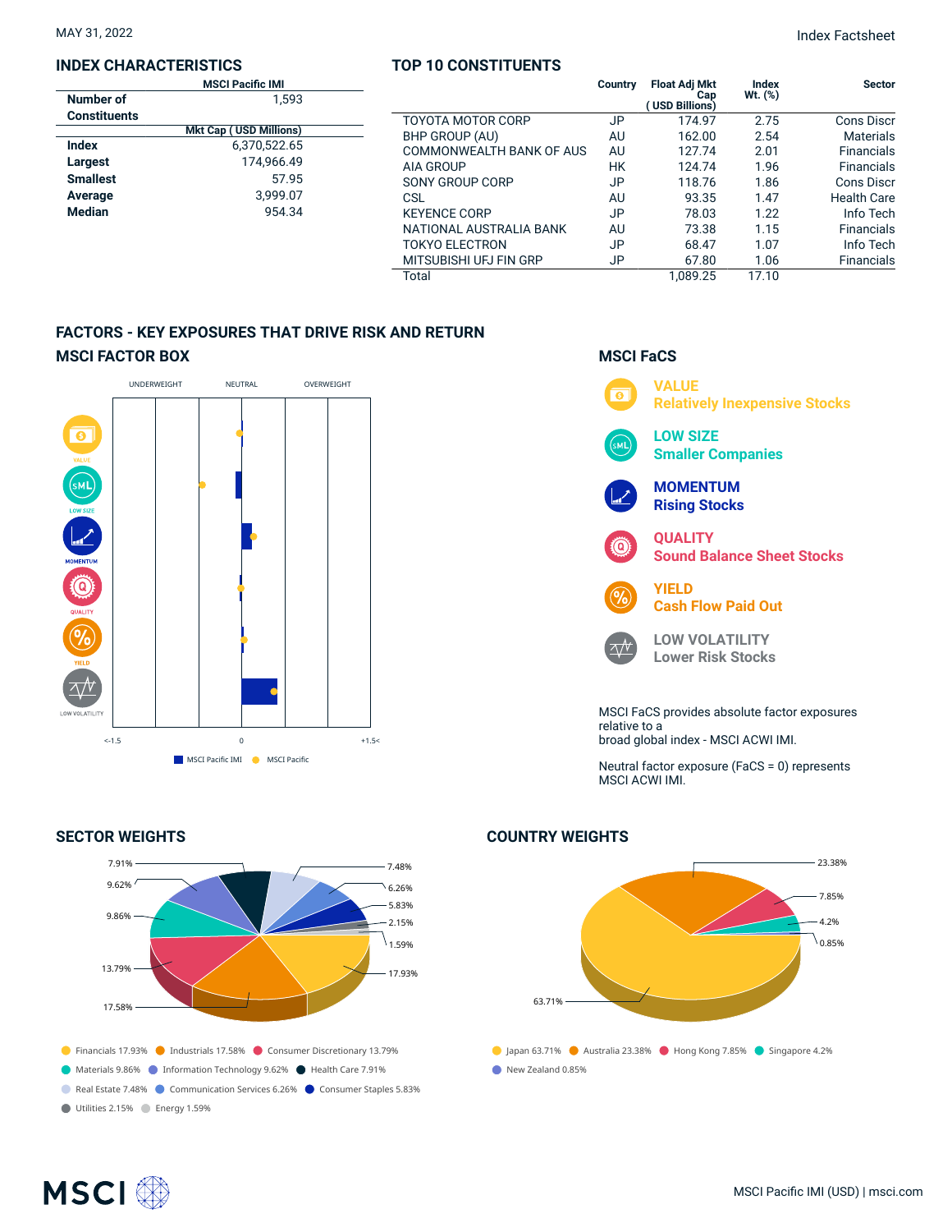MAY 31, 2022

Index Factsheet

## INDEX CHARACTERISTICS

| | MSCI Pacific IMI |
|---|---|
| **Number of Constituents** | 1,593 |
| | **Mkt Cap ( USD Millions)** |
| **Index** | 6,370,522.65 |
| **Largest** | 174,966.49 |
| **Smallest** | 57.95 |
| **Average** | 3,999.07 |
| **Median** | 954.34 |

## TOP 10 CONSTITUENTS

| | Country | Float Adj Mkt Cap ( USD Billions) | Index Wt. (%) | Sector |
|---|---|---|---|---|
| TOYOTA MOTOR CORP | JP | 174.97 | 2.75 | Cons Discr |
| BHP GROUP (AU) | AU | 162.00 | 2.54 | Materials |
| COMMONWEALTH BANK OF AUS | AU | 127.74 | 2.01 | Financials |
| AIA GROUP | HK | 124.74 | 1.96 | Financials |
| SONY GROUP CORP | JP | 118.76 | 1.86 | Cons Discr |
| CSL | AU | 93.35 | 1.47 | Health Care |
| KEYENCE CORP | JP | 78.03 | 1.22 | Info Tech |
| NATIONAL AUSTRALIA BANK | AU | 73.38 | 1.15 | Financials |
| TOKYO ELECTRON | JP | 68.47 | 1.07 | Info Tech |
| MITSUBISHI UFJ FIN GRP | JP | 67.80 | 1.06 | Financials |
| Total | | 1,089.25 | 17.10 | |

## FACTORS - KEY EXPOSURES THAT DRIVE RISK AND RETURN

### MSCI FACTOR BOX

UNDERWEIGHT | NEUTRAL | OVERWEIGHT

VALUE, LOW SIZE, MOMENTUM, QUALITY, YIELD, LOW VOLATILITY

<-1.5 | 0 | +1.5<

MSCI Pacific IMI | MSCI Pacific

### MSCI FaCS

**VALUE**
Relatively Inexpensive Stocks

**LOW SIZE**
Smaller Companies

**MOMENTUM**
Rising Stocks

**QUALITY**
Sound Balance Sheet Stocks

**YIELD**
Cash Flow Paid Out

**LOW VOLATILITY**
Lower Risk Stocks

MSCI FaCS provides absolute factor exposures relative to a broad global index - MSCI ACWI IMI.

Neutral factor exposure (FaCS = 0) represents MSCI ACWI IMI.

## SECTOR WEIGHTS

- Financials 17.93%
- Industrials 17.58%
- Consumer Discretionary 13.79%
- Materials 9.86%
- Information Technology 9.62%
- Health Care 7.91%
- Real Estate 7.48%
- Communication Services 6.26%
- Consumer Staples 5.83%
- Utilities 2.15%
- Energy 1.59%

## COUNTRY WEIGHTS

- Japan 63.71%
- Australia 23.38%
- Hong Kong 7.85%
- Singapore 4.2%
- New Zealand 0.85%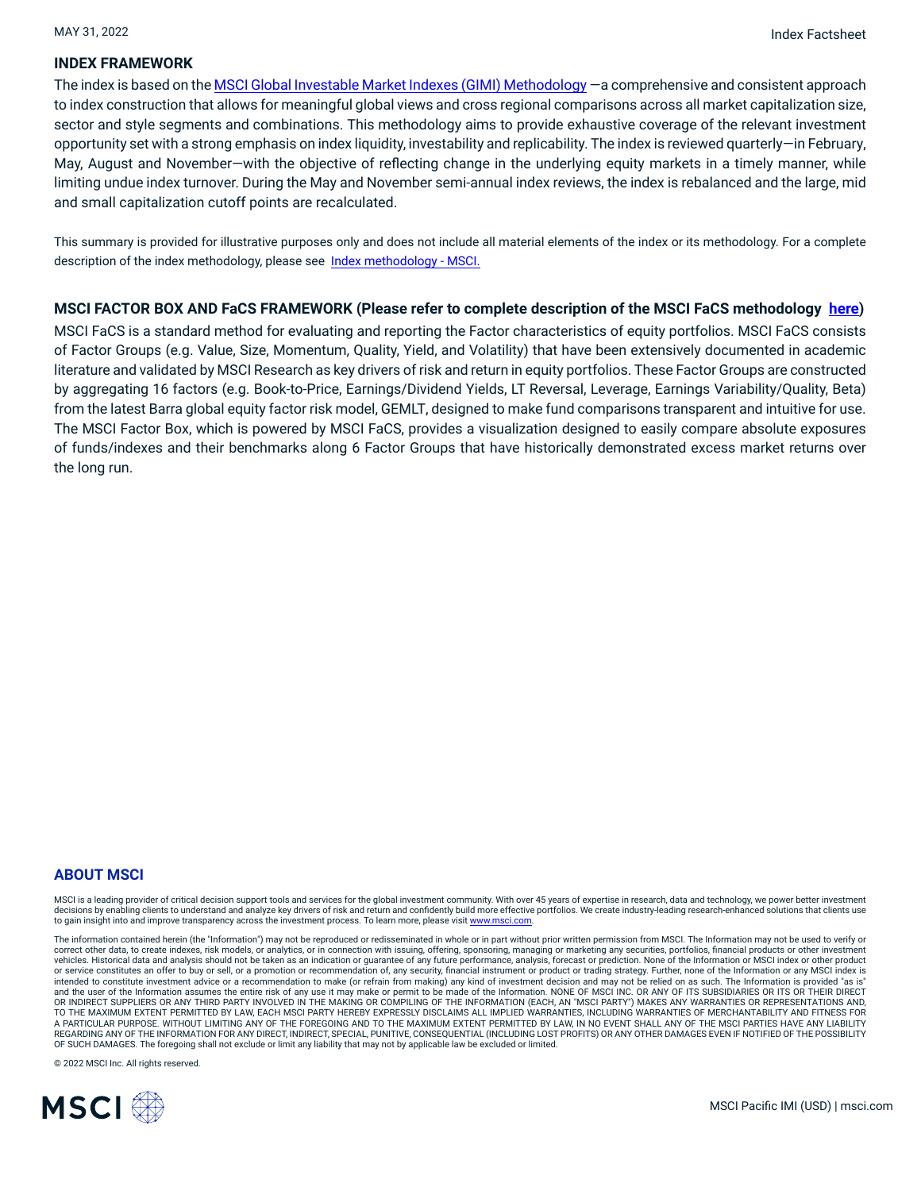## INDEX FRAMEWORK

The index is based on the MSCI Global Investable Market Indexes (GIMI) Methodology —a comprehensive and consistent approach to index construction that allows for meaningful global views and cross regional comparisons across all market capitalization size, sector and style segments and combinations. This methodology aims to provide exhaustive coverage of the relevant investment opportunity set with a strong emphasis on index liquidity, investability and replicability. The index is reviewed quarterly—in February, May, August and November—with the objective of reflecting change in the underlying equity markets in a timely manner, while limiting undue index turnover. During the May and November semi-annual index reviews, the index is rebalanced and the large, mid and small capitalization cutoff points are recalculated.

This summary is provided for illustrative purposes only and does not include all material elements of the index or its methodology. For a complete description of the index methodology, please see Index methodology - MSCI.

## MSCI FACTOR BOX AND FaCS FRAMEWORK (Please refer to complete description of the MSCI FaCS methodology here)

MSCI FaCS is a standard method for evaluating and reporting the Factor characteristics of equity portfolios. MSCI FaCS consists of Factor Groups (e.g. Value, Size, Momentum, Quality, Yield, and Volatility) that have been extensively documented in academic literature and validated by MSCI Research as key drivers of risk and return in equity portfolios. These Factor Groups are constructed by aggregating 16 factors (e.g. Book-to-Price, Earnings/Dividend Yields, LT Reversal, Leverage, Earnings Variability/Quality, Beta) from the latest Barra global equity factor risk model, GEMLT, designed to make fund comparisons transparent and intuitive for use. The MSCI Factor Box, which is powered by MSCI FaCS, provides a visualization designed to easily compare absolute exposures of funds/indexes and their benchmarks along 6 Factor Groups that have historically demonstrated excess market returns over the long run.

## ABOUT MSCI

MSCI is a leading provider of critical decision support tools and services for the global investment community. With over 45 years of expertise in research, data and technology, we power better investment decisions by enabling clients to understand and analyze key drivers of risk and return and confidently build more effective portfolios. We create industry-leading research-enhanced solutions that clients use to gain insight into and improve transparency across the investment process. To learn more, please visit www.msci.com.

The information contained herein (the "Information") may not be reproduced or redisseminated in whole or in part without prior written permission from MSCI. The Information may not be used to verify or correct other data, to create indexes, risk models, or analytics, or in connection with issuing, offering, sponsoring, managing or marketing any securities, portfolios, financial products or other investment vehicles. Historical data and analysis should not be taken as an indication or guarantee of any future performance, analysis, forecast or prediction. None of the Information or MSCI index or other product or service constitutes an offer to buy or sell, or a promotion or recommendation of, any security, financial instrument or product or trading strategy. Further, none of the Information or any MSCI index is intended to constitute investment advice or a recommendation to make (or refrain from making) any kind of investment decision and may not be relied on as such. The Information is provided "as is" and the user of the Information assumes the entire risk of any use it may make or permit to be made of the Information. NONE OF MSCI INC. OR ANY OF ITS SUBSIDIARIES OR ITS OR THEIR DIRECT OR INDIRECT SUPPLIERS OR ANY THIRD PARTY INVOLVED IN THE MAKING OR COMPILING OF THE INFORMATION (EACH, AN "MSCI PARTY") MAKES ANY WARRANTIES OR REPRESENTATIONS AND, TO THE MAXIMUM EXTENT PERMITTED BY LAW, EACH MSCI PARTY HEREBY EXPRESSLY DISCLAIMS ALL IMPLIED WARRANTIES, INCLUDING WARRANTIES OF MERCHANTABILITY AND FITNESS FOR A PARTICULAR PURPOSE. WITHOUT LIMITING ANY OF THE FOREGOING AND TO THE MAXIMUM EXTENT PERMITTED BY LAW, IN NO EVENT SHALL ANY OF THE MSCI PARTIES HAVE ANY LIABILITY REGARDING ANY OF THE INFORMATION FOR ANY DIRECT, INDIRECT, SPECIAL, PUNITIVE, CONSEQUENTIAL (INCLUDING LOST PROFITS) OR ANY OTHER DAMAGES EVEN IF NOTIFIED OF THE POSSIBILITY OF SUCH DAMAGES. The foregoing shall not exclude or limit any liability that may not by applicable law be excluded or limited.

© 2022 MSCI Inc. All rights reserved.